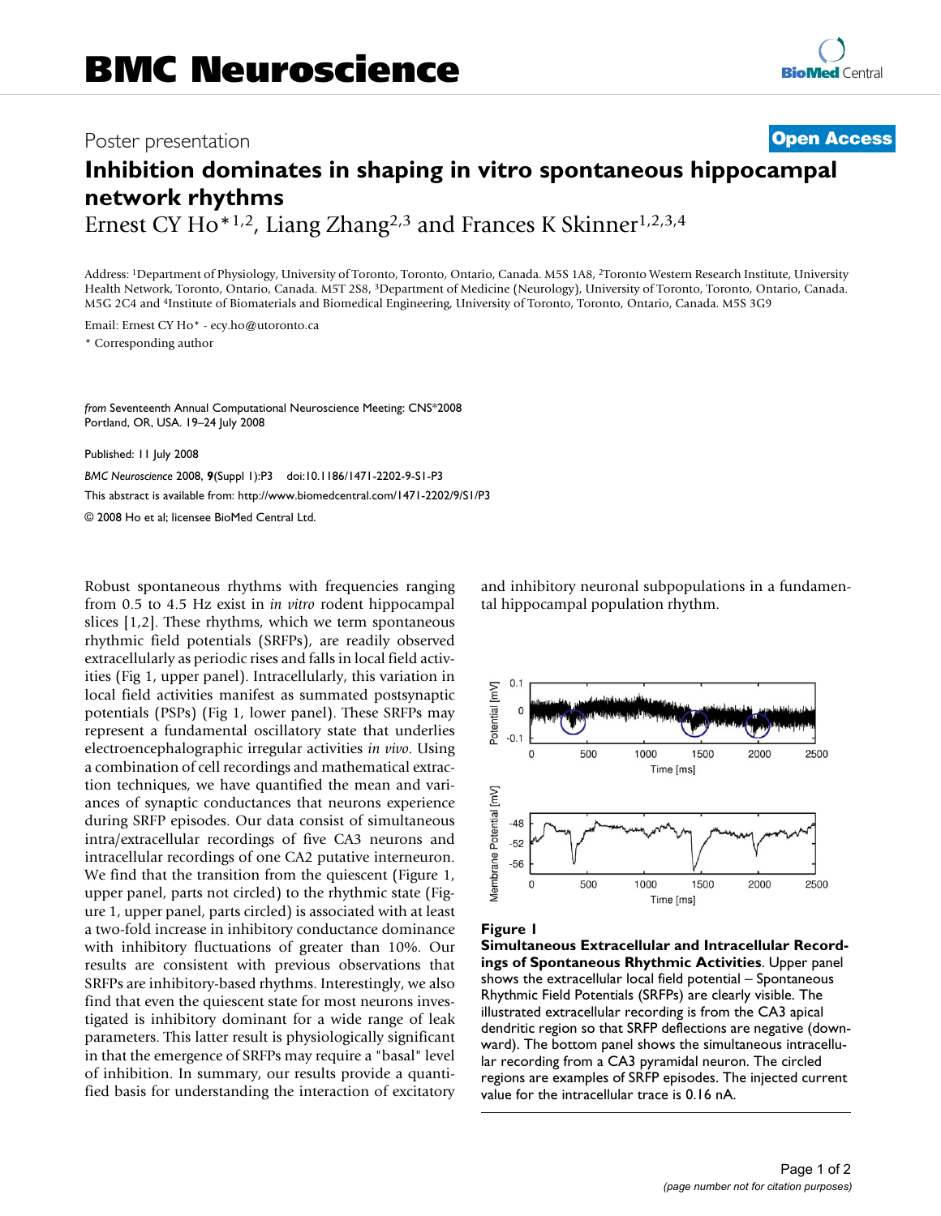# BMC Neuroscience

Poster presentation

**Open Access**

# Inhibition dominates in shaping in vitro spontaneous hippocampal network rhythms

Ernest CY Ho*[1,2], Liang Zhang[2,3] and Frances K Skinner[1,2,3,4]

Address: [1]Department of Physiology, University of Toronto, Toronto, Ontario, Canada. M5S 1A8, [2]Toronto Western Research Institute, University Health Network, Toronto, Ontario, Canada. M5T 2S8, [3]Department of Medicine (Neurology), University of Toronto, Toronto, Ontario, Canada. M5G 2C4 and [4]Institute of Biomaterials and Biomedical Engineering, University of Toronto, Toronto, Ontario, Canada. M5S 3G9

Email: Ernest CY Ho* - ecy.ho@utoronto.ca

* Corresponding author

*from* Seventeenth Annual Computational Neuroscience Meeting: CNS*2008
Portland, OR, USA. 19–24 July 2008

Published: 11 July 2008

*BMC Neuroscience* 2008, **9**(Suppl 1):P3 doi:10.1186/1471-2202-9-S1-P3

This abstract is available from: http://www.biomedcentral.com/1471-2202/9/S1/P3

© 2008 Ho et al; licensee BioMed Central Ltd.

Robust spontaneous rhythms with frequencies ranging from 0.5 to 4.5 Hz exist in *in vitro* rodent hippocampal slices [1,2]. These rhythms, which we term spontaneous rhythmic field potentials (SRFPs), are readily observed extracellularly as periodic rises and falls in local field activities (Fig 1, upper panel). Intracellularly, this variation in local field activities manifest as summated postsynaptic potentials (PSPs) (Fig 1, lower panel). These SRFPs may represent a fundamental oscillatory state that underlies electroencephalographic irregular activities *in vivo*. Using a combination of cell recordings and mathematical extraction techniques, we have quantified the mean and variances of synaptic conductances that neurons experience during SRFP episodes. Our data consist of simultaneous intra/extracellular recordings of five CA3 neurons and intracellular recordings of one CA2 putative interneuron. We find that the transition from the quiescent (Figure 1, upper panel, parts not circled) to the rhythmic state (Figure 1, upper panel, parts circled) is associated with at least a two-fold increase in inhibitory conductance dominance with inhibitory fluctuations of greater than 10%. Our results are consistent with previous observations that SRFPs are inhibitory-based rhythms. Interestingly, we also find that even the quiescent state for most neurons investigated is inhibitory dominant for a wide range of leak parameters. This latter result is physiologically significant in that the emergence of SRFPs may require a "basal" level of inhibition. In summary, our results provide a quantified basis for understanding the interaction of excitatory and inhibitory neuronal subpopulations in a fundamental hippocampal population rhythm.

**Figure 1**

**Simultaneous Extracellular and Intracellular Recordings of Spontaneous Rhythmic Activities**. Upper panel shows the extracellular local field potential – Spontaneous Rhythmic Field Potentials (SRFPs) are clearly visible. The illustrated extracellular recording is from the CA3 apical dendritic region so that SRFP deflections are negative (downward). The bottom panel shows the simultaneous intracellular recording from a CA3 pyramidal neuron. The circled regions are examples of SRFP episodes. The injected current value for the intracellular trace is 0.16 nA.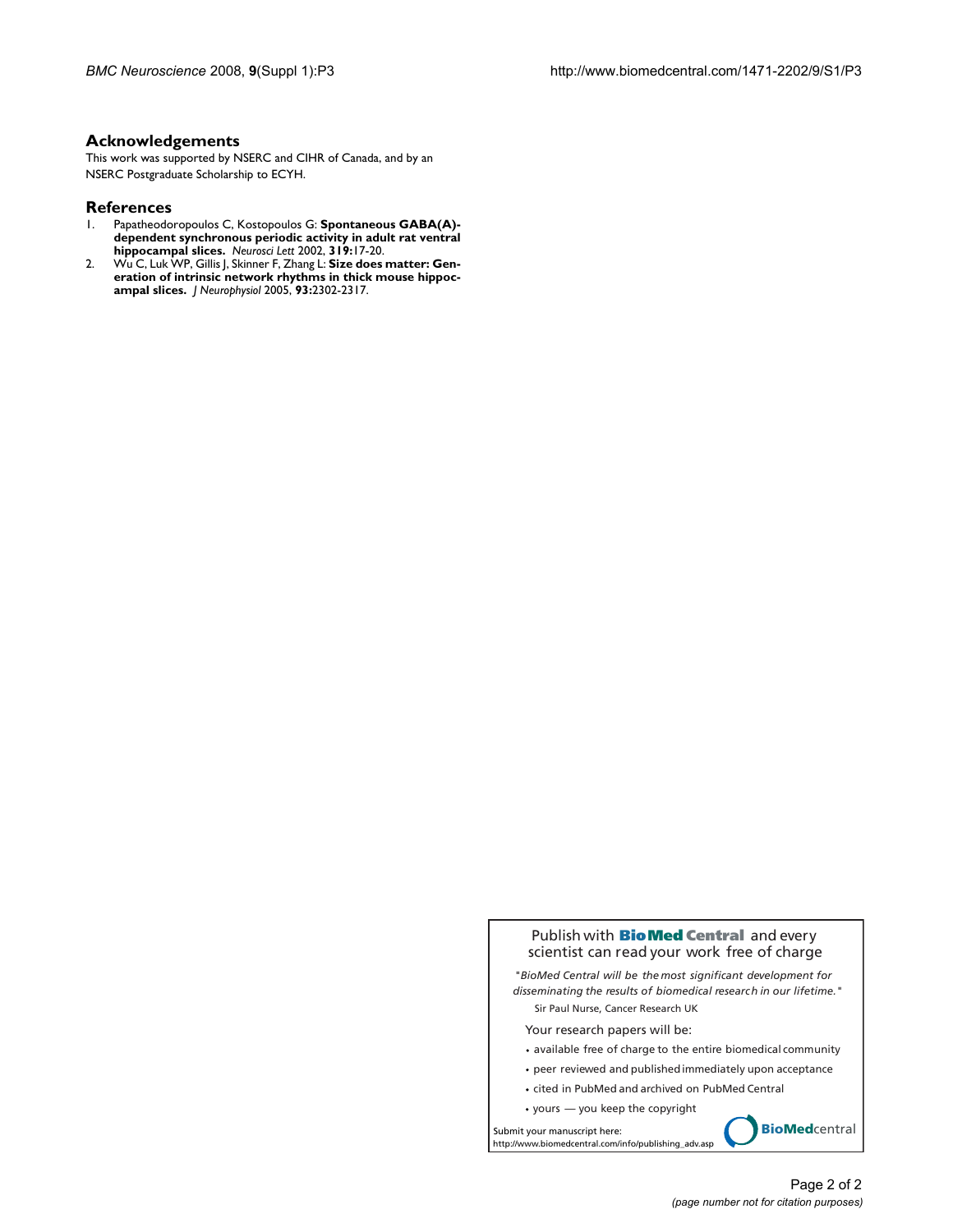## Acknowledgements

This work was supported by NSERC and CIHR of Canada, and by an NSERC Postgraduate Scholarship to ECYH.

## References

1. Papatheodoropoulos C, Kostopoulos G: **Spontaneous GABA(A)-dependent synchronous periodic activity in adult rat ventral hippocampal slices.** *Neurosci Lett* 2002, **319:**17-20.
2. Wu C, Luk WP, Gillis J, Skinner F, Zhang L: **Size does matter: Generation of intrinsic network rhythms in thick mouse hippocampal slices.** *J Neurophysiol* 2005, **93:**2302-2317.

Publish with **BioMed Central** and every scientist can read your work free of charge

*"BioMed Central will be the most significant development for disseminating the results of biomedical research in our lifetime."*

Sir Paul Nurse, Cancer Research UK

Your research papers will be:

- available free of charge to the entire biomedical community
- peer reviewed and published immediately upon acceptance
- cited in PubMed and archived on PubMed Central
- yours — you keep the copyright

Submit your manuscript here:
http://www.biomedcentral.com/info/publishing_adv.asp

**BioMed**central